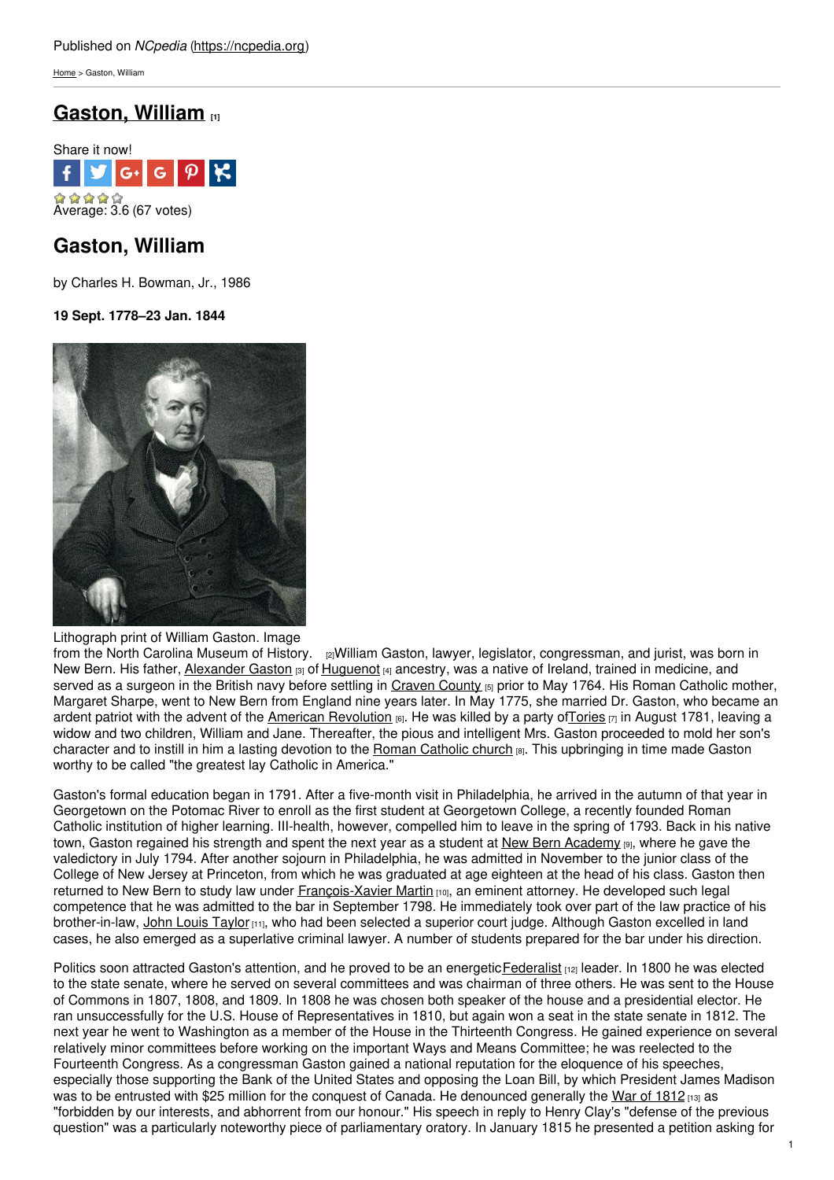Published on *NCpedia* (https://ncpedia.org)

Home > Gaston, William

# Gaston, William [1]

Share it now!

Average: 3.6 (67 votes)

## Gaston, William

by Charles H. Bowman, Jr., 1986

**19 Sept. 1778–23 Jan. 1844**

Lithograph print of William Gaston. Image from the North Carolina Museum of History. [2]

William Gaston, lawyer, legislator, congressman, and jurist, was born in New Bern. His father, Alexander Gaston [3] of Huguenot [4] ancestry, was a native of Ireland, trained in medicine, and served as a surgeon in the British navy before settling in Craven County [5] prior to May 1764. His Roman Catholic mother, Margaret Sharpe, went to New Bern from England nine years later. In May 1775, she married Dr. Gaston, who became an ardent patriot with the advent of the American Revolution [6]. He was killed by a party of Tories [7] in August 1781, leaving a widow and two children, William and Jane. Thereafter, the pious and intelligent Mrs. Gaston proceeded to mold her son's character and to instill in him a lasting devotion to the Roman Catholic church [8]. This upbringing in time made Gaston worthy to be called "the greatest lay Catholic in America."

Gaston's formal education began in 1791. After a five-month visit in Philadelphia, he arrived in the autumn of that year in Georgetown on the Potomac River to enroll as the first student at Georgetown College, a recently founded Roman Catholic institution of higher learning. Ill-health, however, compelled him to leave in the spring of 1793. Back in his native town, Gaston regained his strength and spent the next year as a student at New Bern Academy [9], where he gave the valedictory in July 1794. After another sojourn in Philadelphia, he was admitted in November to the junior class of the College of New Jersey at Princeton, from which he was graduated at age eighteen at the head of his class. Gaston then returned to New Bern to study law under François-Xavier Martin [10], an eminent attorney. He developed such legal competence that he was admitted to the bar in September 1798. He immediately took over part of the law practice of his brother-in-law, John Louis Taylor [11], who had been selected a superior court judge. Although Gaston excelled in land cases, he also emerged as a superlative criminal lawyer. A number of students prepared for the bar under his direction.

Politics soon attracted Gaston's attention, and he proved to be an energetic Federalist [12] leader. In 1800 he was elected to the state senate, where he served on several committees and was chairman of three others. He was sent to the House of Commons in 1807, 1808, and 1809. In 1808 he was chosen both speaker of the house and a presidential elector. He ran unsuccessfully for the U.S. House of Representatives in 1810, but again won a seat in the state senate in 1812. The next year he went to Washington as a member of the House in the Thirteenth Congress. He gained experience on several relatively minor committees before working on the important Ways and Means Committee; he was reelected to the Fourteenth Congress. As a congressman Gaston gained a national reputation for the eloquence of his speeches, especially those supporting the Bank of the United States and opposing the Loan Bill, by which President James Madison was to be entrusted with $25 million for the conquest of Canada. He denounced generally the War of 1812 [13] as "forbidden by our interests, and abhorrent from our honour." His speech in reply to Henry Clay's "defense of the previous question" was a particularly noteworthy piece of parliamentary oratory. In January 1815 he presented a petition asking for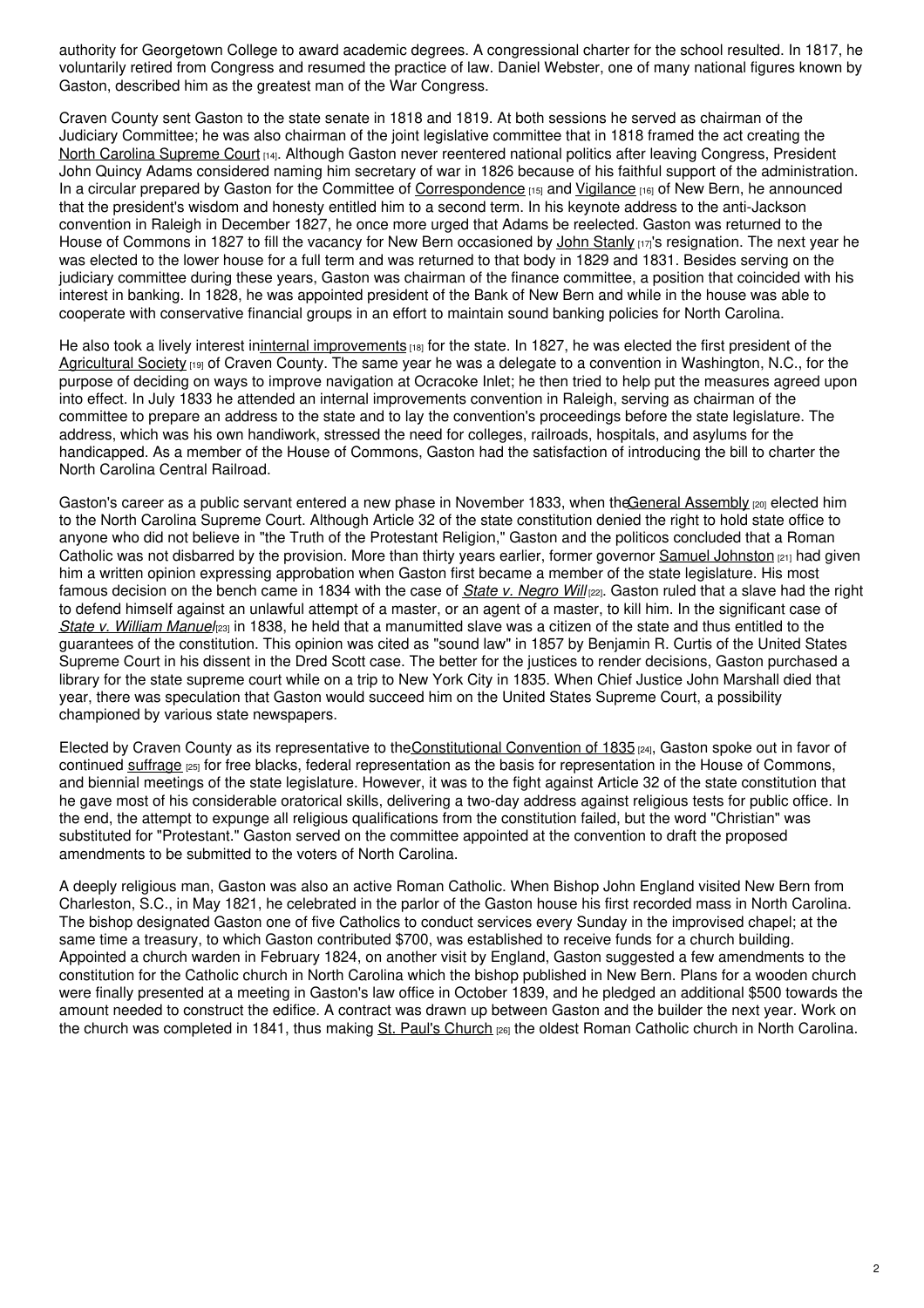authority for Georgetown College to award academic degrees. A congressional charter for the school resulted. In 1817, he voluntarily retired from Congress and resumed the practice of law. Daniel Webster, one of many national figures known by Gaston, described him as the greatest man of the War Congress.

Craven County sent Gaston to the state senate in 1818 and 1819. At both sessions he served as chairman of the Judiciary Committee; he was also chairman of the joint legislative committee that in 1818 framed the act creating the North Carolina Supreme Court [14]. Although Gaston never reentered national politics after leaving Congress, President John Quincy Adams considered naming him secretary of war in 1826 because of his faithful support of the administration. In a circular prepared by Gaston for the Committee of Correspondence [15] and Vigilance [16] of New Bern, he announced that the president's wisdom and honesty entitled him to a second term. In his keynote address to the anti-Jackson convention in Raleigh in December 1827, he once more urged that Adams be reelected. Gaston was returned to the House of Commons in 1827 to fill the vacancy for New Bern occasioned by John Stanly [17]'s resignation. The next year he was elected to the lower house for a full term and was returned to that body in 1829 and 1831. Besides serving on the judiciary committee during these years, Gaston was chairman of the finance committee, a position that coincided with his interest in banking. In 1828, he was appointed president of the Bank of New Bern and while in the house was able to cooperate with conservative financial groups in an effort to maintain sound banking policies for North Carolina.

He also took a lively interest in internal improvements [18] for the state. In 1827, he was elected the first president of the Agricultural Society [19] of Craven County. The same year he was a delegate to a convention in Washington, N.C., for the purpose of deciding on ways to improve navigation at Ocracoke Inlet; he then tried to help put the measures agreed upon into effect. In July 1833 he attended an internal improvements convention in Raleigh, serving as chairman of the committee to prepare an address to the state and to lay the convention's proceedings before the state legislature. The address, which was his own handiwork, stressed the need for colleges, railroads, hospitals, and asylums for the handicapped. As a member of the House of Commons, Gaston had the satisfaction of introducing the bill to charter the North Carolina Central Railroad.

Gaston's career as a public servant entered a new phase in November 1833, when the General Assembly [20] elected him to the North Carolina Supreme Court. Although Article 32 of the state constitution denied the right to hold state office to anyone who did not believe in "the Truth of the Protestant Religion," Gaston and the politicos concluded that a Roman Catholic was not disbarred by the provision. More than thirty years earlier, former governor Samuel Johnston [21] had given him a written opinion expressing approbation when Gaston first became a member of the state legislature. His most famous decision on the bench came in 1834 with the case of *State v. Negro Will* [22]. Gaston ruled that a slave had the right to defend himself against an unlawful attempt of a master, or an agent of a master, to kill him. In the significant case of *State v. William Manuel* [23] in 1838, he held that a manumitted slave was a citizen of the state and thus entitled to the guarantees of the constitution. This opinion was cited as "sound law" in 1857 by Benjamin R. Curtis of the United States Supreme Court in his dissent in the Dred Scott case. The better for the justices to render decisions, Gaston purchased a library for the state supreme court while on a trip to New York City in 1835. When Chief Justice John Marshall died that year, there was speculation that Gaston would succeed him on the United States Supreme Court, a possibility championed by various state newspapers.

Elected by Craven County as its representative to the Constitutional Convention of 1835 [24], Gaston spoke out in favor of continued suffrage [25] for free blacks, federal representation as the basis for representation in the House of Commons, and biennial meetings of the state legislature. However, it was to the fight against Article 32 of the state constitution that he gave most of his considerable oratorical skills, delivering a two-day address against religious tests for public office. In the end, the attempt to expunge all religious qualifications from the constitution failed, but the word "Christian" was substituted for "Protestant." Gaston served on the committee appointed at the convention to draft the proposed amendments to be submitted to the voters of North Carolina.

A deeply religious man, Gaston was also an active Roman Catholic. When Bishop John England visited New Bern from Charleston, S.C., in May 1821, he celebrated in the parlor of the Gaston house his first recorded mass in North Carolina. The bishop designated Gaston one of five Catholics to conduct services every Sunday in the improvised chapel; at the same time a treasury, to which Gaston contributed $700, was established to receive funds for a church building. Appointed a church warden in February 1824, on another visit by England, Gaston suggested a few amendments to the constitution for the Catholic church in North Carolina which the bishop published in New Bern. Plans for a wooden church were finally presented at a meeting in Gaston's law office in October 1839, and he pledged an additional $500 towards the amount needed to construct the edifice. A contract was drawn up between Gaston and the builder the next year. Work on the church was completed in 1841, thus making St. Paul's Church [26] the oldest Roman Catholic church in North Carolina.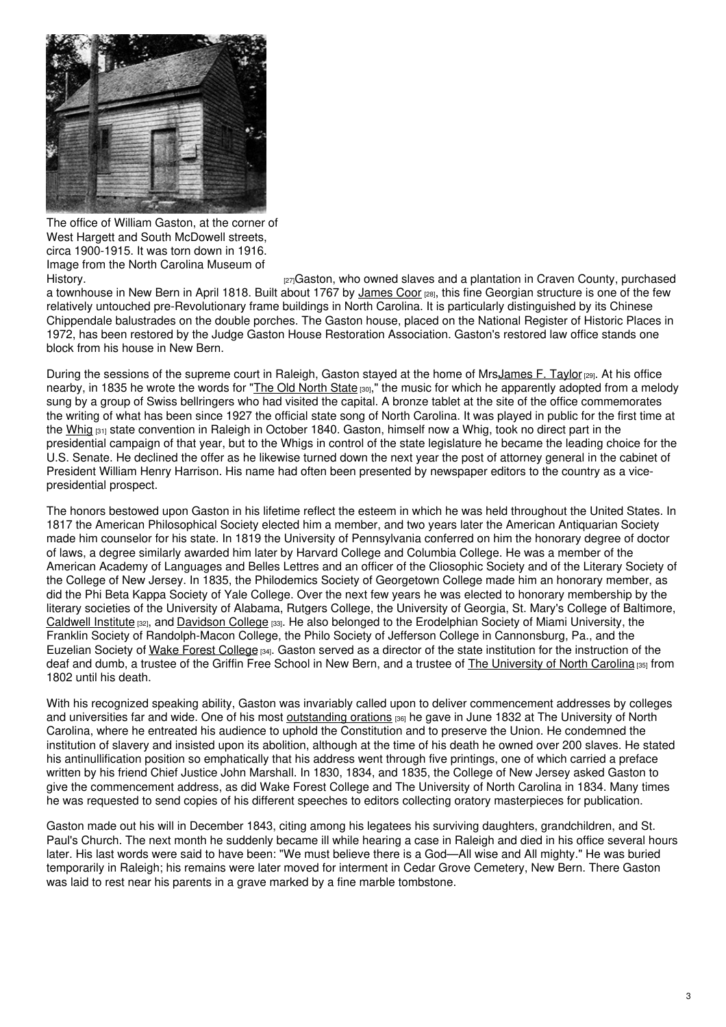The office of William Gaston, at the corner of West Hargett and South McDowell streets, circa 1900-1915. It was torn down in 1916. Image from the North Carolina Museum of History. [27]

Gaston, who owned slaves and a plantation in Craven County, purchased a townhouse in New Bern in April 1818. Built about 1767 by James Coor [28], this fine Georgian structure is one of the few relatively untouched pre-Revolutionary frame buildings in North Carolina. It is particularly distinguished by its Chinese Chippendale balustrades on the double porches. The Gaston house, placed on the National Register of Historic Places in 1972, has been restored by the Judge Gaston House Restoration Association. Gaston's restored law office stands one block from his house in New Bern.

During the sessions of the supreme court in Raleigh, Gaston stayed at the home of MrsJames F. Taylor [29]. At his office nearby, in 1835 he wrote the words for "The Old North State [30]," the music for which he apparently adopted from a melody sung by a group of Swiss bellringers who had visited the capital. A bronze tablet at the site of the office commemorates the writing of what has been since 1927 the official state song of North Carolina. It was played in public for the first time at the Whig [31] state convention in Raleigh in October 1840. Gaston, himself now a Whig, took no direct part in the presidential campaign of that year, but to the Whigs in control of the state legislature he became the leading choice for the U.S. Senate. He declined the offer as he likewise turned down the next year the post of attorney general in the cabinet of President William Henry Harrison. His name had often been presented by newspaper editors to the country as a vice-presidential prospect.

The honors bestowed upon Gaston in his lifetime reflect the esteem in which he was held throughout the United States. In 1817 the American Philosophical Society elected him a member, and two years later the American Antiquarian Society made him counselor for his state. In 1819 the University of Pennsylvania conferred on him the honorary degree of doctor of laws, a degree similarly awarded him later by Harvard College and Columbia College. He was a member of the American Academy of Languages and Belles Lettres and an officer of the Cliosophic Society and of the Literary Society of the College of New Jersey. In 1835, the Philodemics Society of Georgetown College made him an honorary member, as did the Phi Beta Kappa Society of Yale College. Over the next few years he was elected to honorary membership by the literary societies of the University of Alabama, Rutgers College, the University of Georgia, St. Mary's College of Baltimore, Caldwell Institute [32], and Davidson College [33]. He also belonged to the Erodelphian Society of Miami University, the Franklin Society of Randolph-Macon College, the Philo Society of Jefferson College in Cannonsburg, Pa., and the Euzelian Society of Wake Forest College [34]. Gaston served as a director of the state institution for the instruction of the deaf and dumb, a trustee of the Griffin Free School in New Bern, and a trustee of The University of North Carolina [35] from 1802 until his death.

With his recognized speaking ability, Gaston was invariably called upon to deliver commencement addresses by colleges and universities far and wide. One of his most outstanding orations [36] he gave in June 1832 at The University of North Carolina, where he entreated his audience to uphold the Constitution and to preserve the Union. He condemned the institution of slavery and insisted upon its abolition, although at the time of his death he owned over 200 slaves. He stated his antinullification position so emphatically that his address went through five printings, one of which carried a preface written by his friend Chief Justice John Marshall. In 1830, 1834, and 1835, the College of New Jersey asked Gaston to give the commencement address, as did Wake Forest College and The University of North Carolina in 1834. Many times he was requested to send copies of his different speeches to editors collecting oratory masterpieces for publication.

Gaston made out his will in December 1843, citing among his legatees his surviving daughters, grandchildren, and St. Paul's Church. The next month he suddenly became ill while hearing a case in Raleigh and died in his office several hours later. His last words were said to have been: "We must believe there is a God—All wise and All mighty." He was buried temporarily in Raleigh; his remains were later moved for interment in Cedar Grove Cemetery, New Bern. There Gaston was laid to rest near his parents in a grave marked by a fine marble tombstone.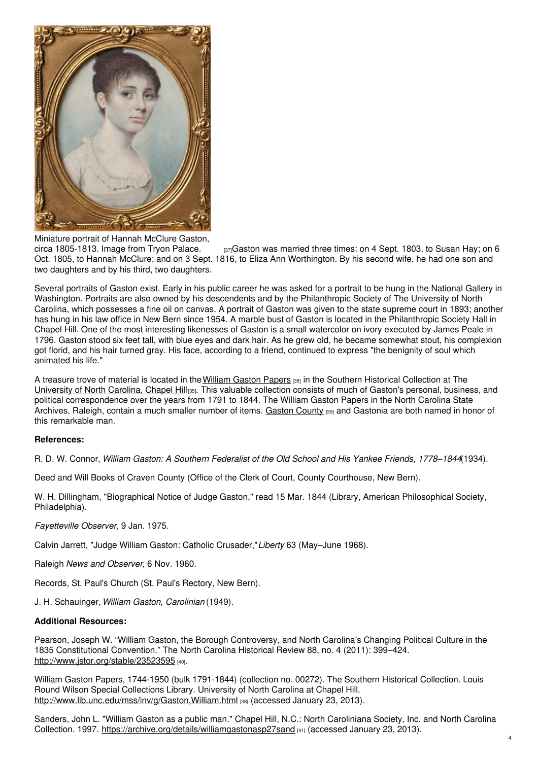Miniature portrait of Hannah McClure Gaston, circa 1805-1813. Image from Tryon Palace. [37]

Gaston was married three times: on 4 Sept. 1803, to Susan Hay; on 6 Oct. 1805, to Hannah McClure; and on 3 Sept. 1816, to Eliza Ann Worthington. By his second wife, he had one son and two daughters and by his third, two daughters.

Several portraits of Gaston exist. Early in his public career he was asked for a portrait to be hung in the National Gallery in Washington. Portraits are also owned by his descendents and by the Philanthropic Society of The University of North Carolina, which possesses a fine oil on canvas. A portrait of Gaston was given to the state supreme court in 1893; another has hung in his law office in New Bern since 1954. A marble bust of Gaston is located in the Philanthropic Society Hall in Chapel Hill. One of the most interesting likenesses of Gaston is a small watercolor on ivory executed by James Peale in 1796. Gaston stood six feet tall, with blue eyes and dark hair. As he grew old, he became somewhat stout, his complexion got florid, and his hair turned gray. His face, according to a friend, continued to express "the benignity of soul which animated his life."

A treasure trove of material is located in the William Gaston Papers [38] in the Southern Historical Collection at The University of North Carolina, Chapel Hill [35]. This valuable collection consists of much of Gaston's personal, business, and political correspondence over the years from 1791 to 1844. The William Gaston Papers in the North Carolina State Archives, Raleigh, contain a much smaller number of items. Gaston County [39] and Gastonia are both named in honor of this remarkable man.

**References:**

R. D. W. Connor, *William Gaston: A Southern Federalist of the Old School and His Yankee Friends, 1778–1844* (1934).

Deed and Will Books of Craven County (Office of the Clerk of Court, County Courthouse, New Bern).

W. H. Dillingham, "Biographical Notice of Judge Gaston," read 15 Mar. 1844 (Library, American Philosophical Society, Philadelphia).

*Fayetteville Observer*, 9 Jan. 1975.

Calvin Jarrett, "Judge William Gaston: Catholic Crusader," *Liberty* 63 (May–June 1968).

Raleigh *News and Observer*, 6 Nov. 1960.

Records, St. Paul's Church (St. Paul's Rectory, New Bern).

J. H. Schauinger, *William Gaston, Carolinian* (1949).

**Additional Resources:**

Pearson, Joseph W. "William Gaston, the Borough Controversy, and North Carolina's Changing Political Culture in the 1835 Constitutional Convention." The North Carolina Historical Review 88, no. 4 (2011): 399–424. http://www.jstor.org/stable/23523595 [40].

William Gaston Papers, 1744-1950 (bulk 1791-1844) (collection no. 00272). The Southern Historical Collection. Louis Round Wilson Special Collections Library. University of North Carolina at Chapel Hill. http://www.lib.unc.edu/mss/inv/g/Gaston,William.html [38] (accessed January 23, 2013).

Sanders, John L. "William Gaston as a public man." Chapel Hill, N.C.: North Caroliniana Society, Inc. and North Carolina Collection. 1997. https://archive.org/details/williamgastonasp27sand [41] (accessed January 23, 2013).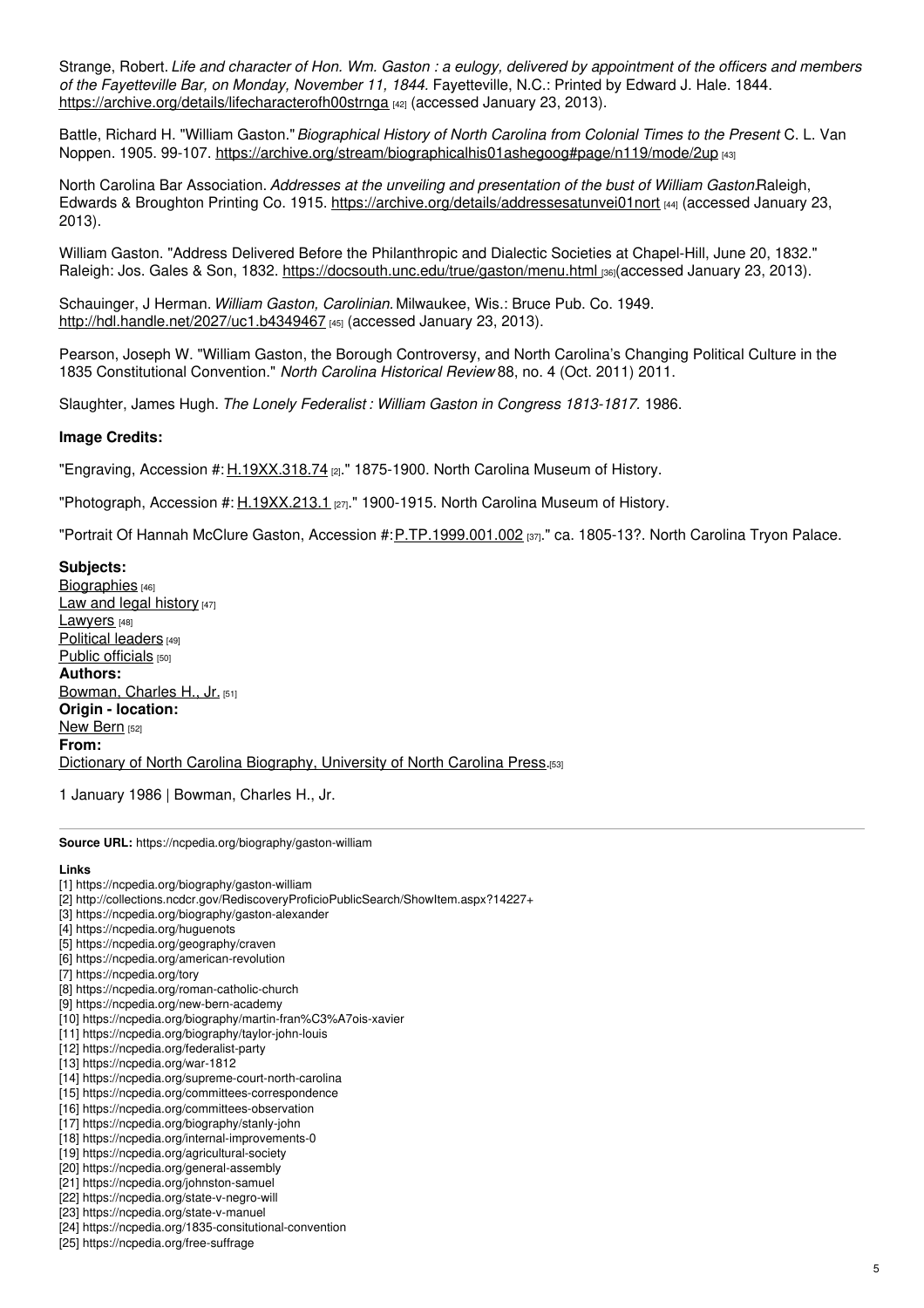Strange, Robert. *Life and character of Hon. Wm. Gaston : a eulogy, delivered by appointment of the officers and members of the Fayetteville Bar, on Monday, November 11, 1844.* Fayetteville, N.C.: Printed by Edward J. Hale. 1844. https://archive.org/details/lifecharacterofh00strnga [42] (accessed January 23, 2013).

Battle, Richard H. "William Gaston." *Biographical History of North Carolina from Colonial Times to the Present* C. L. Van Noppen. 1905. 99-107. https://archive.org/stream/biographicalhis01ashegoog#page/n119/mode/2up [43]

North Carolina Bar Association. *Addresses at the unveiling and presentation of the bust of William Gaston.* Raleigh, Edwards & Broughton Printing Co. 1915. https://archive.org/details/addressesatunvei01nort [44] (accessed January 23, 2013).

William Gaston. "Address Delivered Before the Philanthropic and Dialectic Societies at Chapel-Hill, June 20, 1832." Raleigh: Jos. Gales & Son, 1832. https://docsouth.unc.edu/true/gaston/menu.html [36] (accessed January 23, 2013).

Schauinger, J Herman. *William Gaston, Carolinian.* Milwaukee, Wis.: Bruce Pub. Co. 1949. http://hdl.handle.net/2027/uc1.b4349467 [45] (accessed January 23, 2013).

Pearson, Joseph W. "William Gaston, the Borough Controversy, and North Carolina's Changing Political Culture in the 1835 Constitutional Convention." *North Carolina Historical Review* 88, no. 4 (Oct. 2011) 2011.

Slaughter, James Hugh. *The Lonely Federalist : William Gaston in Congress 1813-1817.* 1986.

**Image Credits:**

"Engraving, Accession #: H.19XX.318.74 [2]." 1875-1900. North Carolina Museum of History.

"Photograph, Accession #: H.19XX.213.1 [27]." 1900-1915. North Carolina Museum of History.

"Portrait Of Hannah McClure Gaston, Accession #: P.TP.1999.001.002 [37]." ca. 1805-13?. North Carolina Tryon Palace.

**Subjects:**
Biographies [46]
Law and legal history [47]
Lawyers [48]
Political leaders [49]
Public officials [50]
**Authors:**
Bowman, Charles H., Jr. [51]
**Origin - location:**
New Bern [52]
**From:**
Dictionary of North Carolina Biography, University of North Carolina Press.[53]

1 January 1986 | Bowman, Charles H., Jr.

**Source URL:** https://ncpedia.org/biography/gaston-william

**Links**
[1] https://ncpedia.org/biography/gaston-william
[2] http://collections.ncdcr.gov/RediscoveryProficioPublicSearch/ShowItem.aspx?14227+
[3] https://ncpedia.org/biography/gaston-alexander
[4] https://ncpedia.org/huguenots
[5] https://ncpedia.org/geography/craven
[6] https://ncpedia.org/american-revolution
[7] https://ncpedia.org/tory
[8] https://ncpedia.org/roman-catholic-church
[9] https://ncpedia.org/new-bern-academy
[10] https://ncpedia.org/biography/martin-fran%C3%A7ois-xavier
[11] https://ncpedia.org/biography/taylor-john-louis
[12] https://ncpedia.org/federalist-party
[13] https://ncpedia.org/war-1812
[14] https://ncpedia.org/supreme-court-north-carolina
[15] https://ncpedia.org/committees-correspondence
[16] https://ncpedia.org/committees-observation
[17] https://ncpedia.org/biography/stanly-john
[18] https://ncpedia.org/internal-improvements-0
[19] https://ncpedia.org/agricultural-society
[20] https://ncpedia.org/general-assembly
[21] https://ncpedia.org/johnston-samuel
[22] https://ncpedia.org/state-v-negro-will
[23] https://ncpedia.org/state-v-manuel
[24] https://ncpedia.org/1835-consitutional-convention
[25] https://ncpedia.org/free-suffrage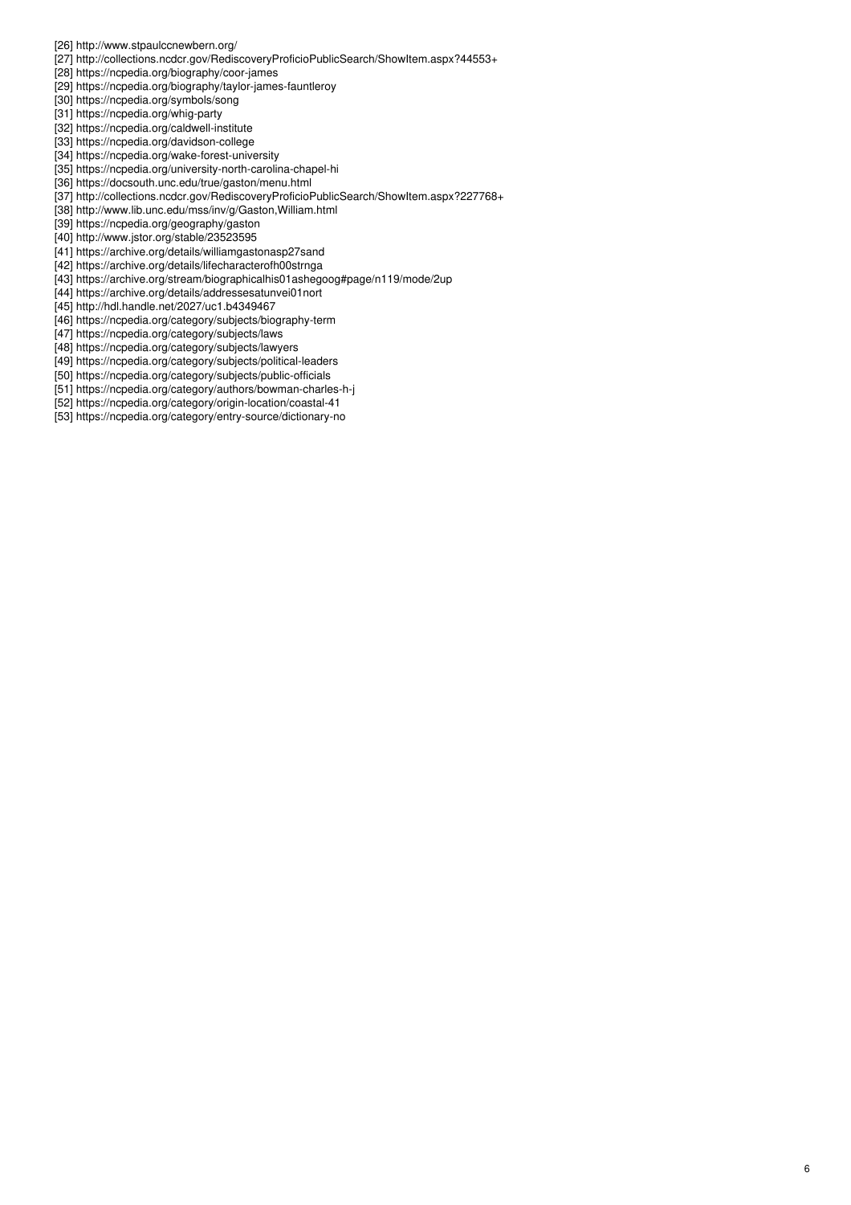[26] http://www.stpaulccnewbern.org/
[27] http://collections.ncdcr.gov/RediscoveryProficioPublicSearch/ShowItem.aspx?44553+
[28] https://ncpedia.org/biography/coor-james
[29] https://ncpedia.org/biography/taylor-james-fauntleroy
[30] https://ncpedia.org/symbols/song
[31] https://ncpedia.org/whig-party
[32] https://ncpedia.org/caldwell-institute
[33] https://ncpedia.org/davidson-college
[34] https://ncpedia.org/wake-forest-university
[35] https://ncpedia.org/university-north-carolina-chapel-hi
[36] https://docsouth.unc.edu/true/gaston/menu.html
[37] http://collections.ncdcr.gov/RediscoveryProficioPublicSearch/ShowItem.aspx?227768+
[38] http://www.lib.unc.edu/mss/inv/g/Gaston,William.html
[39] https://ncpedia.org/geography/gaston
[40] http://www.jstor.org/stable/23523595
[41] https://archive.org/details/williamgastonasp27sand
[42] https://archive.org/details/lifecharacterofh00strnga
[43] https://archive.org/stream/biographicalhis01ashegoog#page/n119/mode/2up
[44] https://archive.org/details/addressesatunvei01nort
[45] http://hdl.handle.net/2027/uc1.b4349467
[46] https://ncpedia.org/category/subjects/biography-term
[47] https://ncpedia.org/category/subjects/laws
[48] https://ncpedia.org/category/subjects/lawyers
[49] https://ncpedia.org/category/subjects/political-leaders
[50] https://ncpedia.org/category/subjects/public-officials
[51] https://ncpedia.org/category/authors/bowman-charles-h-j
[52] https://ncpedia.org/category/origin-location/coastal-41
[53] https://ncpedia.org/category/entry-source/dictionary-no